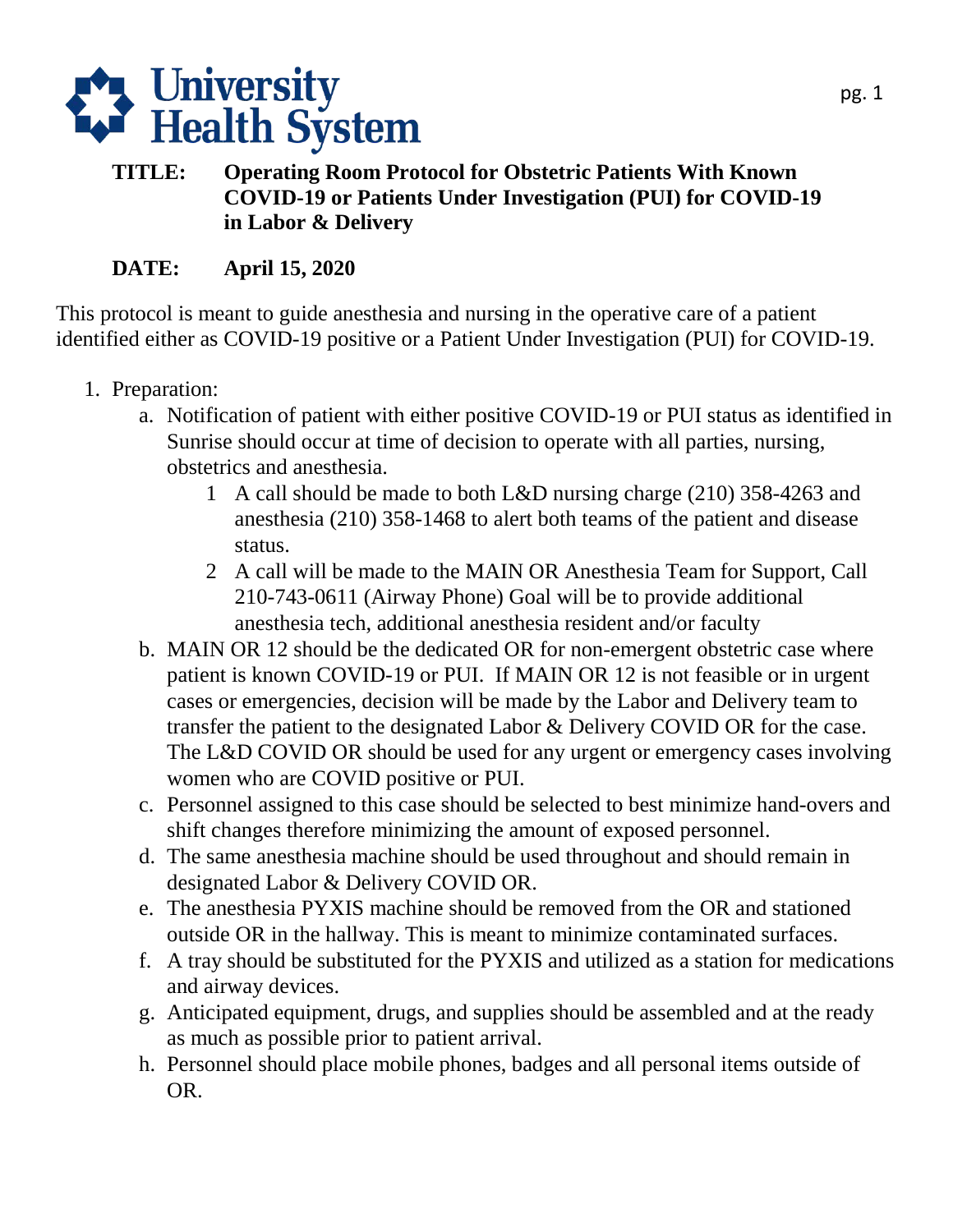**University Health System**

**TITLE: Operating Room Protocol for Obstetric Patients With Known COVID-19 or Patients Under Investigation (PUI) for COVID-19 in Labor & Delivery**

**DATE: April 15, 2020**

This protocol is meant to guide anesthesia and nursing in the operative care of a patient identified either as COVID-19 positive or a Patient Under Investigation (PUI) for COVID-19.

1. Preparation:
   a. Notification of patient with either positive COVID-19 or PUI status as identified in Sunrise should occur at time of decision to operate with all parties, nursing, obstetrics and anesthesia.
      1 A call should be made to both L&D nursing charge (210) 358-4263 and anesthesia (210) 358-1468 to alert both teams of the patient and disease status.
      2 A call will be made to the MAIN OR Anesthesia Team for Support, Call 210-743-0611 (Airway Phone) Goal will be to provide additional anesthesia tech, additional anesthesia resident and/or faculty
   b. MAIN OR 12 should be the dedicated OR for non-emergent obstetric case where patient is known COVID-19 or PUI. If MAIN OR 12 is not feasible or in urgent cases or emergencies, decision will be made by the Labor and Delivery team to transfer the patient to the designated Labor & Delivery COVID OR for the case. The L&D COVID OR should be used for any urgent or emergency cases involving women who are COVID positive or PUI.
   c. Personnel assigned to this case should be selected to best minimize hand-overs and shift changes therefore minimizing the amount of exposed personnel.
   d. The same anesthesia machine should be used throughout and should remain in designated Labor & Delivery COVID OR.
   e. The anesthesia PYXIS machine should be removed from the OR and stationed outside OR in the hallway. This is meant to minimize contaminated surfaces.
   f. A tray should be substituted for the PYXIS and utilized as a station for medications and airway devices.
   g. Anticipated equipment, drugs, and supplies should be assembled and at the ready as much as possible prior to patient arrival.
   h. Personnel should place mobile phones, badges and all personal items outside of OR.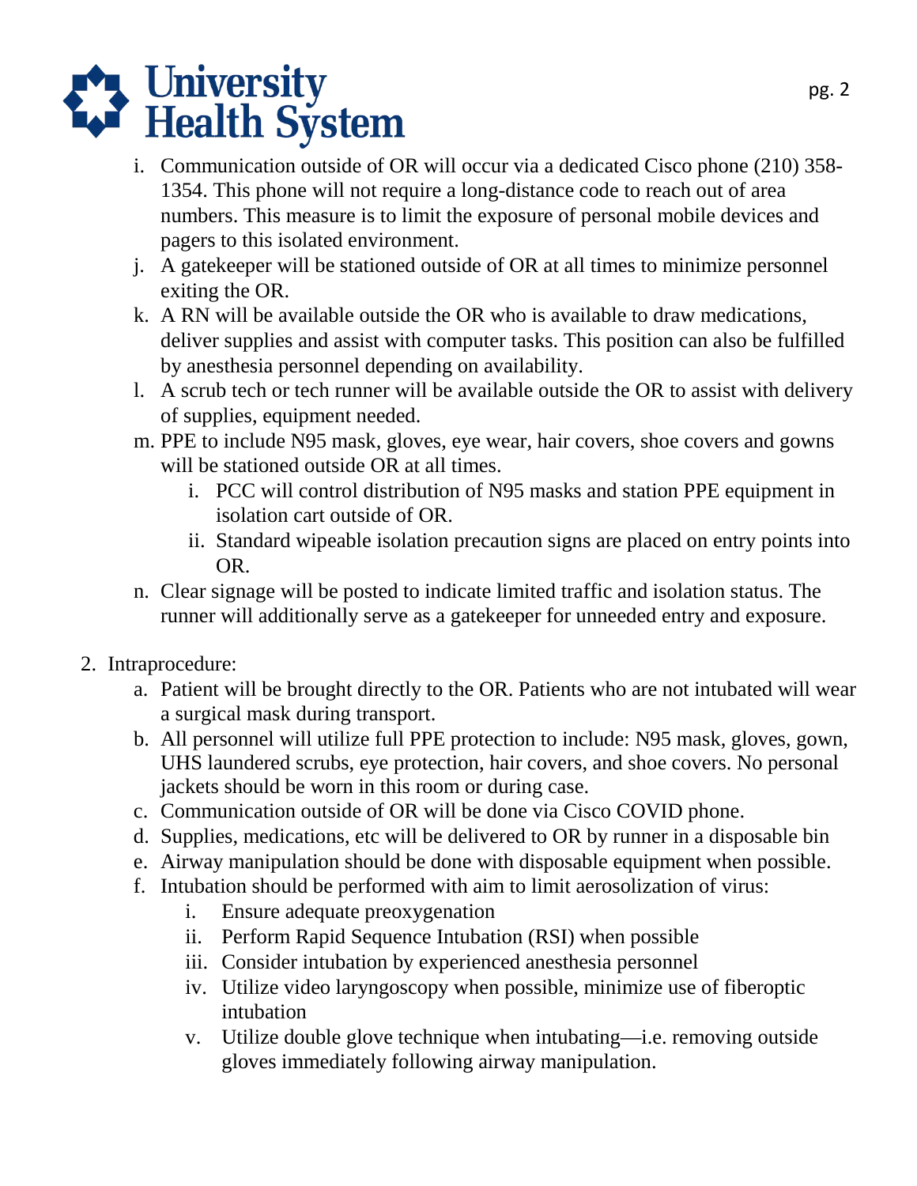i. Communication outside of OR will occur via a dedicated Cisco phone (210) 358-1354. This phone will not require a long-distance code to reach out of area numbers. This measure is to limit the exposure of personal mobile devices and pagers to this isolated environment.
   j. A gatekeeper will be stationed outside of OR at all times to minimize personnel exiting the OR.
   k. A RN will be available outside the OR who is available to draw medications, deliver supplies and assist with computer tasks. This position can also be fulfilled by anesthesia personnel depending on availability.
   l. A scrub tech or tech runner will be available outside the OR to assist with delivery of supplies, equipment needed.
   m. PPE to include N95 mask, gloves, eye wear, hair covers, shoe covers and gowns will be stationed outside OR at all times.
      i. PCC will control distribution of N95 masks and station PPE equipment in isolation cart outside of OR.
      ii. Standard wipeable isolation precaution signs are placed on entry points into OR.
   n. Clear signage will be posted to indicate limited traffic and isolation status. The runner will additionally serve as a gatekeeper for unneeded entry and exposure.

2. Intraprocedure:
   a. Patient will be brought directly to the OR. Patients who are not intubated will wear a surgical mask during transport.
   b. All personnel will utilize full PPE protection to include: N95 mask, gloves, gown, UHS laundered scrubs, eye protection, hair covers, and shoe covers. No personal jackets should be worn in this room or during case.
   c. Communication outside of OR will be done via Cisco COVID phone.
   d. Supplies, medications, etc will be delivered to OR by runner in a disposable bin
   e. Airway manipulation should be done with disposable equipment when possible.
   f. Intubation should be performed with aim to limit aerosolization of virus:
      i. Ensure adequate preoxygenation
      ii. Perform Rapid Sequence Intubation (RSI) when possible
      iii. Consider intubation by experienced anesthesia personnel
      iv. Utilize video laryngoscopy when possible, minimize use of fiberoptic intubation
      v. Utilize double glove technique when intubating—i.e. removing outside gloves immediately following airway manipulation.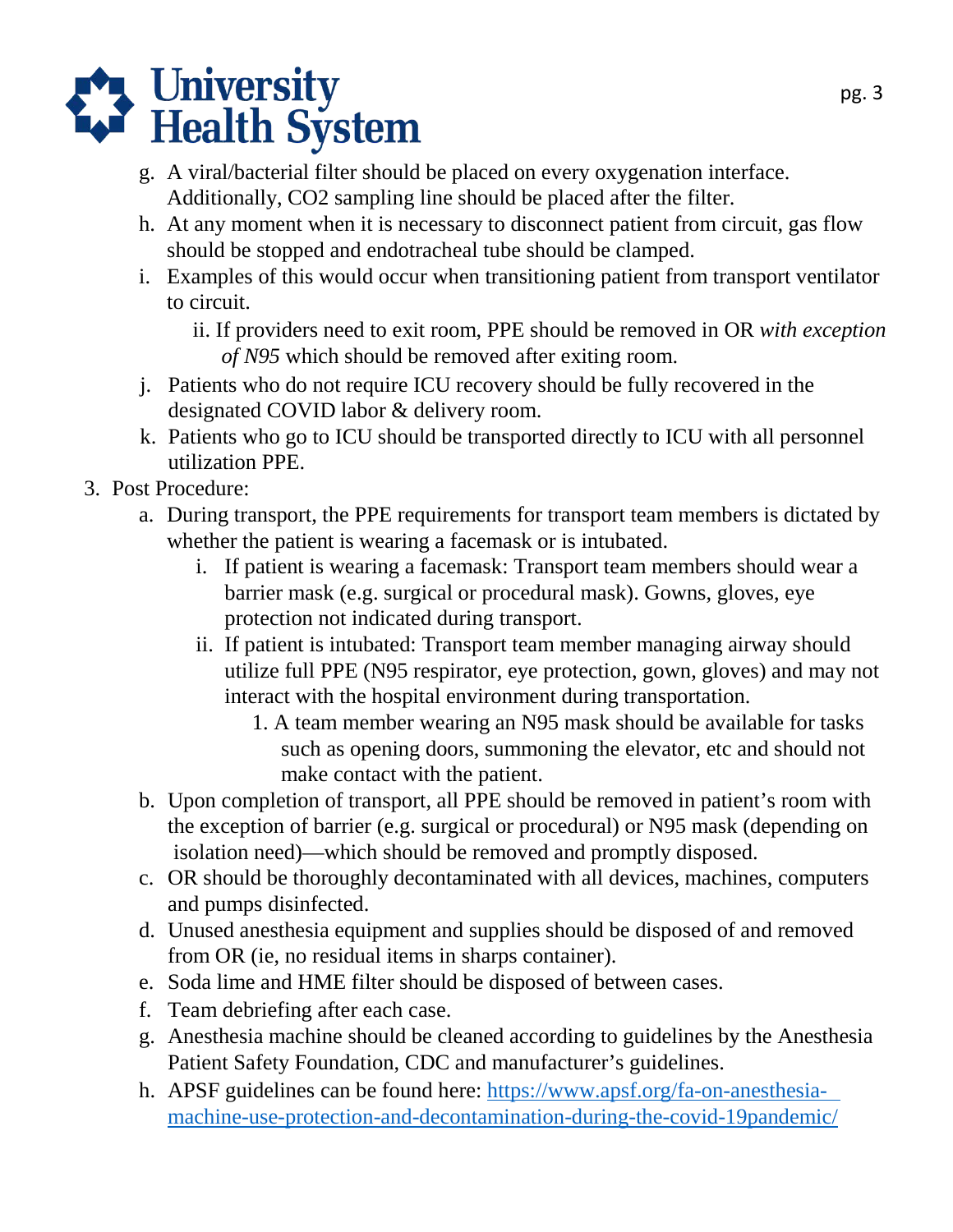g. A viral/bacterial filter should be placed on every oxygenation interface. Additionally, $CO_2$ sampling line should be placed after the filter.

h. At any moment when it is necessary to disconnect patient from circuit, gas flow should be stopped and endotracheal tube should be clamped.

i. Examples of this would occur when transitioning patient from transport ventilator to circuit.

   ii. If providers need to exit room, PPE should be removed in OR *with exception of N95* which should be removed after exiting room.

j. Patients who do not require ICU recovery should be fully recovered in the designated COVID labor & delivery room.

k. Patients who go to ICU should be transported directly to ICU with all personnel utilization PPE.

3. Post Procedure:

   a. During transport, the PPE requirements for transport team members is dictated by whether the patient is wearing a facemask or is intubated.

      i. If patient is wearing a facemask: Transport team members should wear a barrier mask (e.g. surgical or procedural mask). Gowns, gloves, eye protection not indicated during transport.

      ii. If patient is intubated: Transport team member managing airway should utilize full PPE (N95 respirator, eye protection, gown, gloves) and may not interact with the hospital environment during transportation.

         1. A team member wearing an N95 mask should be available for tasks such as opening doors, summoning the elevator, etc and should not make contact with the patient.

   b. Upon completion of transport, all PPE should be removed in patient's room with the exception of barrier (e.g. surgical or procedural) or N95 mask (depending on isolation need)—which should be removed and promptly disposed.

   c. OR should be thoroughly decontaminated with all devices, machines, computers and pumps disinfected.

   d. Unused anesthesia equipment and supplies should be disposed of and removed from OR (ie, no residual items in sharps container).

   e. Soda lime and HME filter should be disposed of between cases.

   f. Team debriefing after each case.

   g. Anesthesia machine should be cleaned according to guidelines by the Anesthesia Patient Safety Foundation, CDC and manufacturer's guidelines.

   h. APSF guidelines can be found here: [https://www.apsf.org/fa-on-anesthesia-machine-use-protection-and-decontamination-during-the-covid-19pandemic/](https://www.apsf.org/fa-on-anesthesia-machine-use-protection-and-decontamination-during-the-covid-19pandemic/)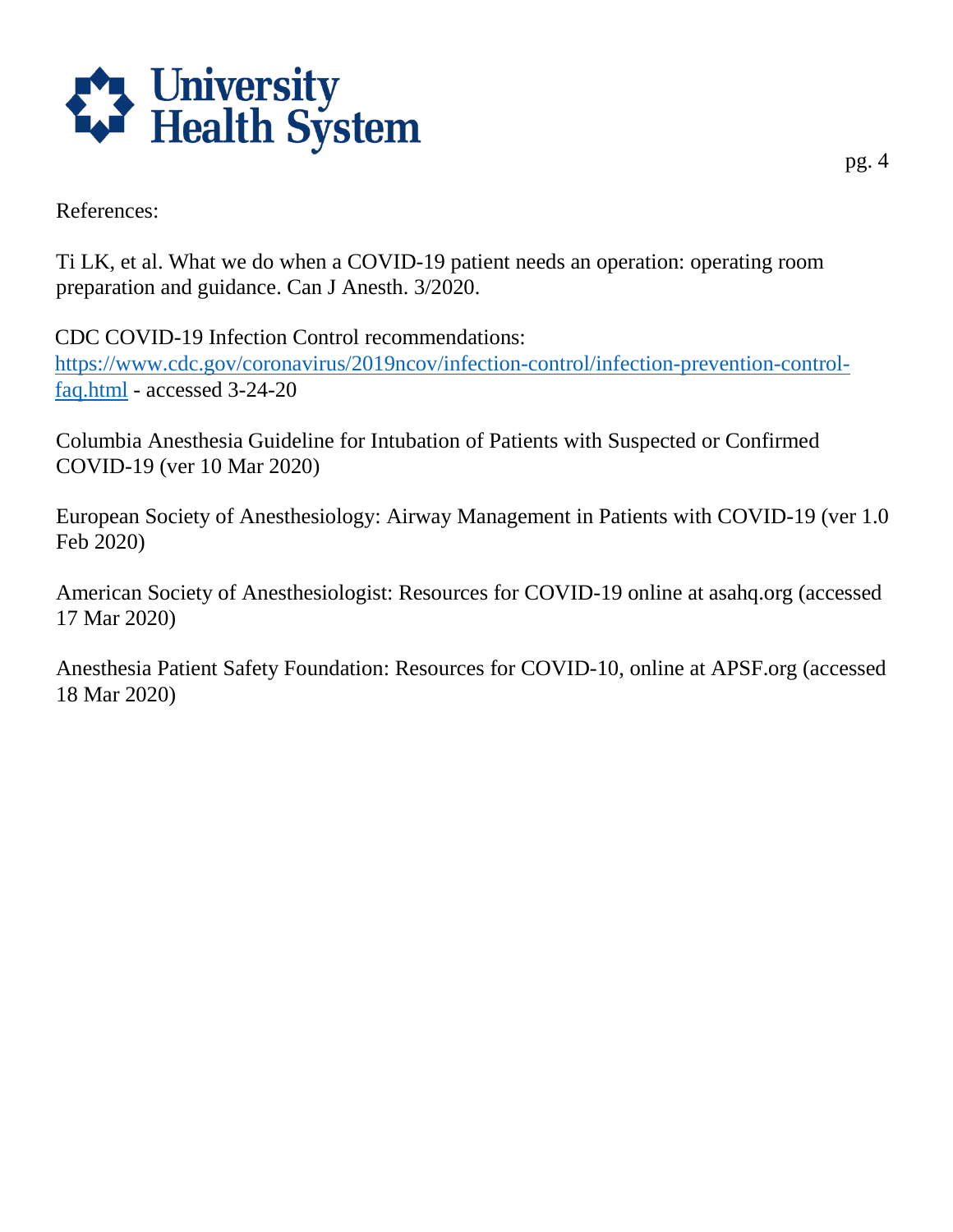References:

Ti LK, et al. What we do when a COVID-19 patient needs an operation: operating room preparation and guidance. Can J Anesth. 3/2020.

CDC COVID-19 Infection Control recommendations: [https://www.cdc.gov/coronavirus/2019ncov/infection-control/infection-prevention-control-faq.html](https://www.cdc.gov/coronavirus/2019ncov/infection-control/infection-prevention-control-faq.html) - accessed 3-24-20

Columbia Anesthesia Guideline for Intubation of Patients with Suspected or Confirmed COVID-19 (ver 10 Mar 2020)

European Society of Anesthesiology: Airway Management in Patients with COVID-19 (ver 1.0 Feb 2020)

American Society of Anesthesiologist: Resources for COVID-19 online at asahq.org (accessed 17 Mar 2020)

Anesthesia Patient Safety Foundation: Resources for COVID-10, online at APSF.org (accessed 18 Mar 2020)